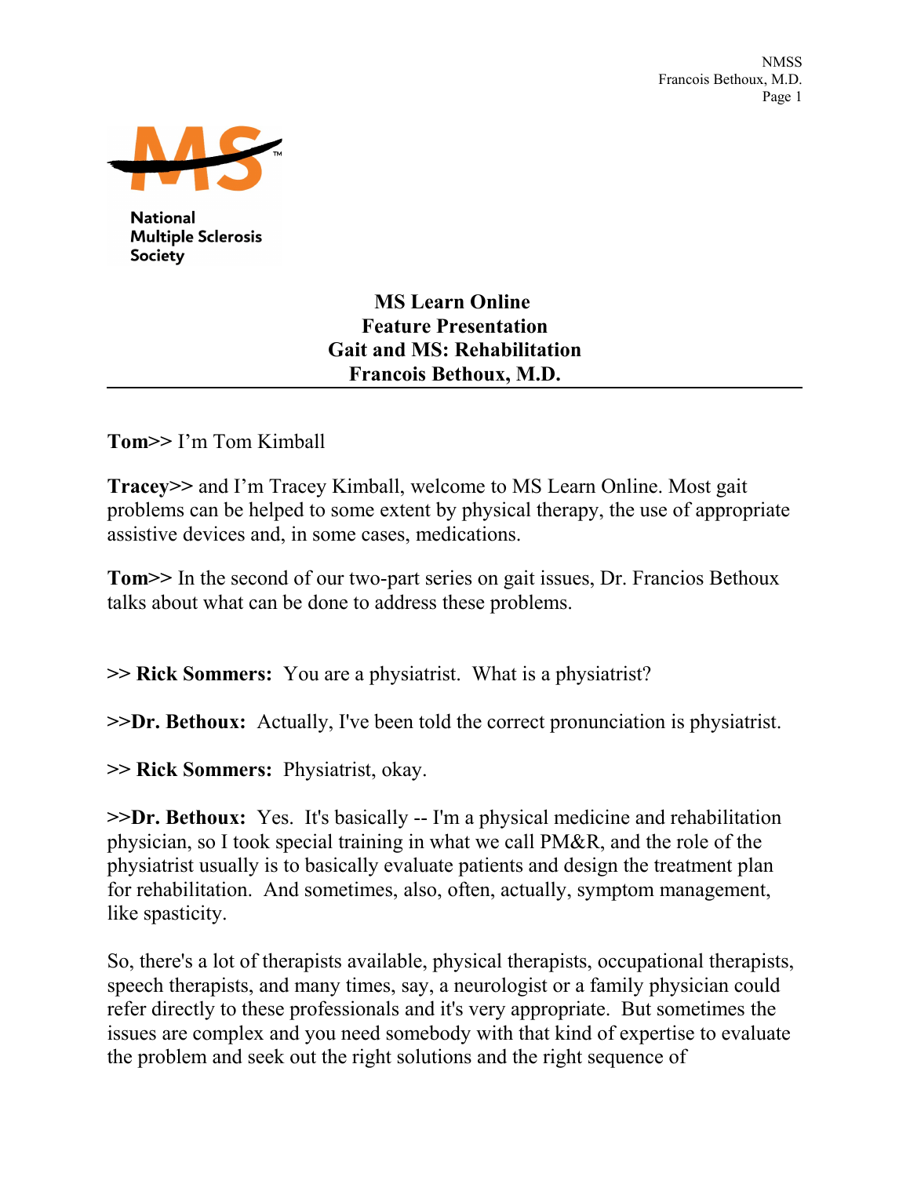National Multiple Sclerosis Society

**MS Learn Online**
**Feature Presentation**
**Gait and MS: Rehabilitation**
**Francois Bethoux, M.D.**

---

**Tom>>** I'm Tom Kimball

**Tracey>>** and I'm Tracey Kimball, welcome to MS Learn Online. Most gait problems can be helped to some extent by physical therapy, the use of appropriate assistive devices and, in some cases, medications.

**Tom>>** In the second of our two-part series on gait issues, Dr. Francios Bethoux talks about what can be done to address these problems.

**>> Rick Sommers:** You are a physiatrist. What is a physiatrist?

**>>Dr. Bethoux:** Actually, I've been told the correct pronunciation is physiatrist.

**>> Rick Sommers:** Physiatrist, okay.

**>>Dr. Bethoux:** Yes. It's basically -- I'm a physical medicine and rehabilitation physician, so I took special training in what we call PM&R, and the role of the physiatrist usually is to basically evaluate patients and design the treatment plan for rehabilitation. And sometimes, also, often, actually, symptom management, like spasticity.

So, there's a lot of therapists available, physical therapists, occupational therapists, speech therapists, and many times, say, a neurologist or a family physician could refer directly to these professionals and it's very appropriate. But sometimes the issues are complex and you need somebody with that kind of expertise to evaluate the problem and seek out the right solutions and the right sequence of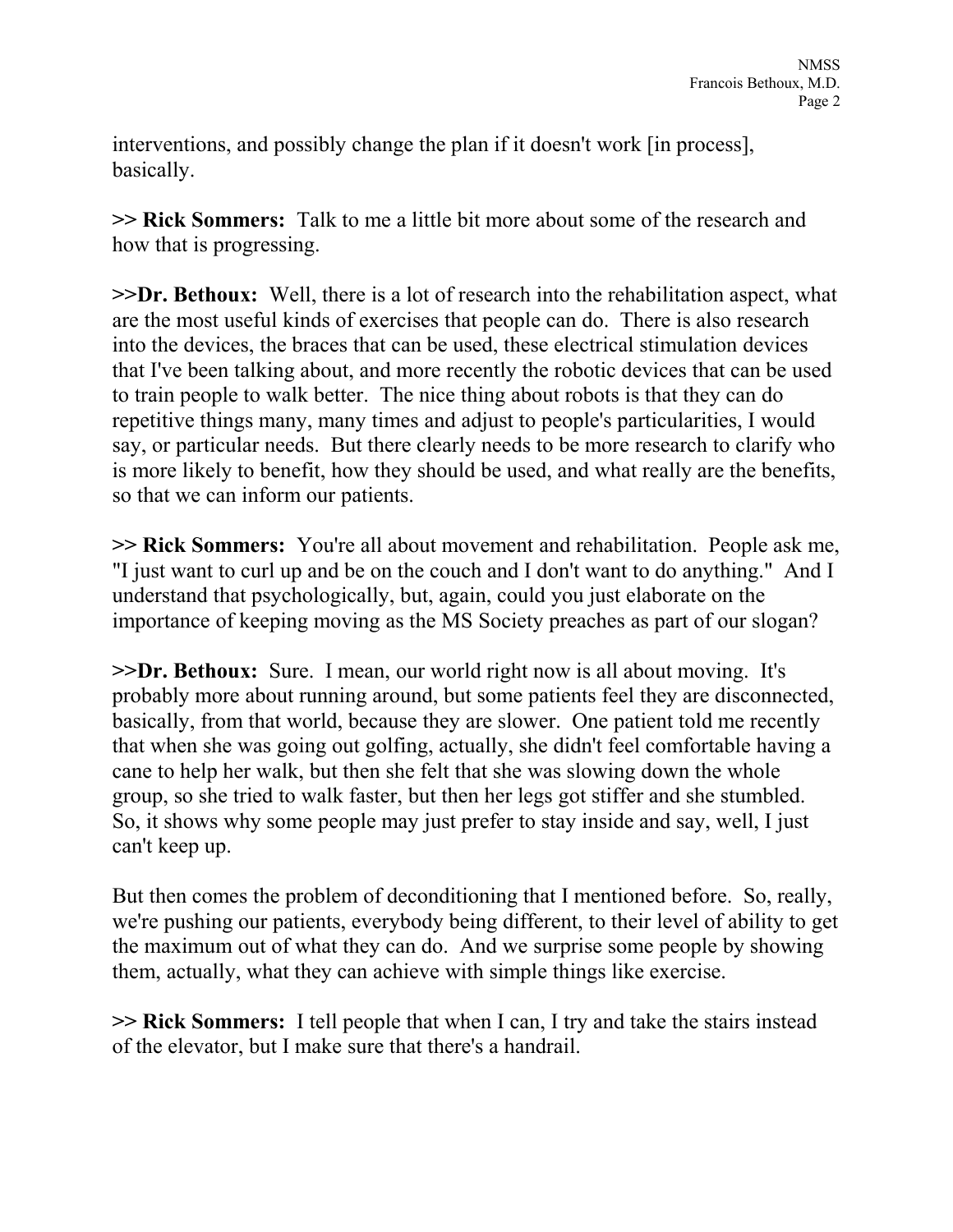interventions, and possibly change the plan if it doesn't work [in process], basically.

>> **Rick Sommers:** Talk to me a little bit more about some of the research and how that is progressing.

>>**Dr. Bethoux:** Well, there is a lot of research into the rehabilitation aspect, what are the most useful kinds of exercises that people can do. There is also research into the devices, the braces that can be used, these electrical stimulation devices that I've been talking about, and more recently the robotic devices that can be used to train people to walk better. The nice thing about robots is that they can do repetitive things many, many times and adjust to people's particularities, I would say, or particular needs. But there clearly needs to be more research to clarify who is more likely to benefit, how they should be used, and what really are the benefits, so that we can inform our patients.

>> **Rick Sommers:** You're all about movement and rehabilitation. People ask me, "I just want to curl up and be on the couch and I don't want to do anything." And I understand that psychologically, but, again, could you just elaborate on the importance of keeping moving as the MS Society preaches as part of our slogan?

>>**Dr. Bethoux:** Sure. I mean, our world right now is all about moving. It's probably more about running around, but some patients feel they are disconnected, basically, from that world, because they are slower. One patient told me recently that when she was going out golfing, actually, she didn't feel comfortable having a cane to help her walk, but then she felt that she was slowing down the whole group, so she tried to walk faster, but then her legs got stiffer and she stumbled. So, it shows why some people may just prefer to stay inside and say, well, I just can't keep up.

But then comes the problem of deconditioning that I mentioned before. So, really, we're pushing our patients, everybody being different, to their level of ability to get the maximum out of what they can do. And we surprise some people by showing them, actually, what they can achieve with simple things like exercise.

>> **Rick Sommers:** I tell people that when I can, I try and take the stairs instead of the elevator, but I make sure that there's a handrail.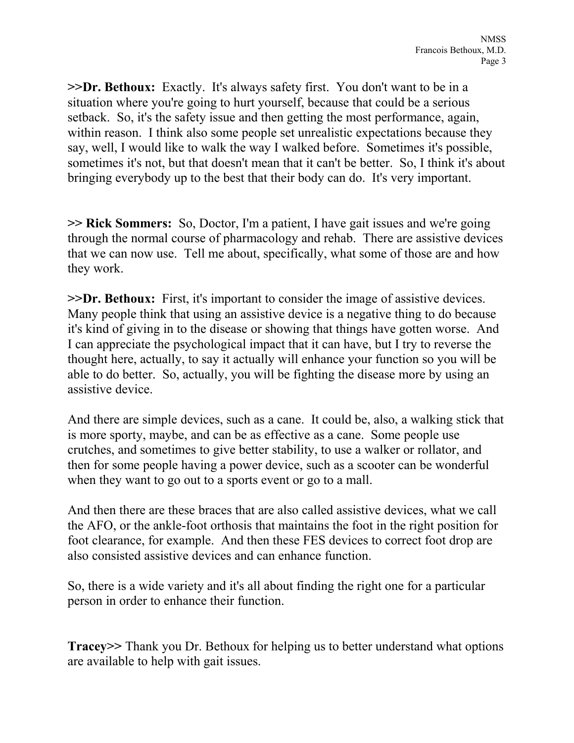**>>Dr. Bethoux:** Exactly. It's always safety first. You don't want to be in a situation where you're going to hurt yourself, because that could be a serious setback. So, it's the safety issue and then getting the most performance, again, within reason. I think also some people set unrealistic expectations because they say, well, I would like to walk the way I walked before. Sometimes it's possible, sometimes it's not, but that doesn't mean that it can't be better. So, I think it's about bringing everybody up to the best that their body can do. It's very important.

**>> Rick Sommers:** So, Doctor, I'm a patient, I have gait issues and we're going through the normal course of pharmacology and rehab. There are assistive devices that we can now use. Tell me about, specifically, what some of those are and how they work.

**>>Dr. Bethoux:** First, it's important to consider the image of assistive devices. Many people think that using an assistive device is a negative thing to do because it's kind of giving in to the disease or showing that things have gotten worse. And I can appreciate the psychological impact that it can have, but I try to reverse the thought here, actually, to say it actually will enhance your function so you will be able to do better. So, actually, you will be fighting the disease more by using an assistive device.

And there are simple devices, such as a cane. It could be, also, a walking stick that is more sporty, maybe, and can be as effective as a cane. Some people use crutches, and sometimes to give better stability, to use a walker or rollator, and then for some people having a power device, such as a scooter can be wonderful when they want to go out to a sports event or go to a mall.

And then there are these braces that are also called assistive devices, what we call the AFO, or the ankle-foot orthosis that maintains the foot in the right position for foot clearance, for example. And then these FES devices to correct foot drop are also consisted assistive devices and can enhance function.

So, there is a wide variety and it's all about finding the right one for a particular person in order to enhance their function.

**Tracey>>** Thank you Dr. Bethoux for helping us to better understand what options are available to help with gait issues.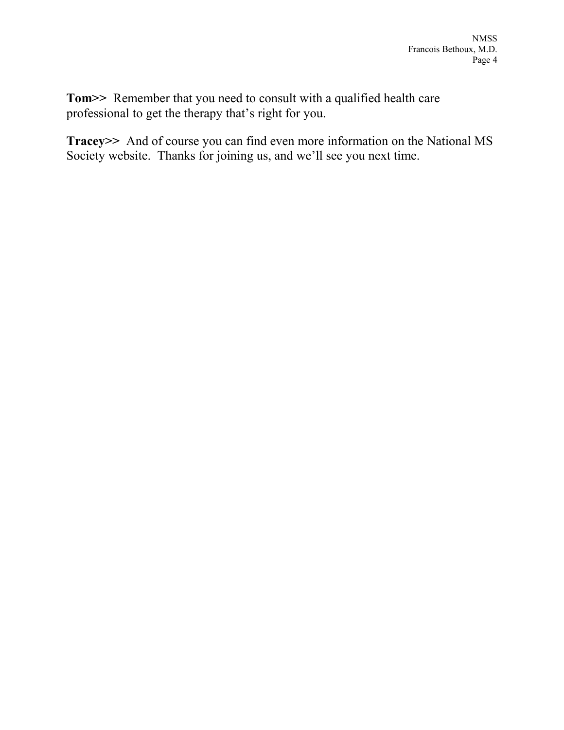**Tom>>** Remember that you need to consult with a qualified health care professional to get the therapy that's right for you.

**Tracey>>** And of course you can find even more information on the National MS Society website. Thanks for joining us, and we'll see you next time.